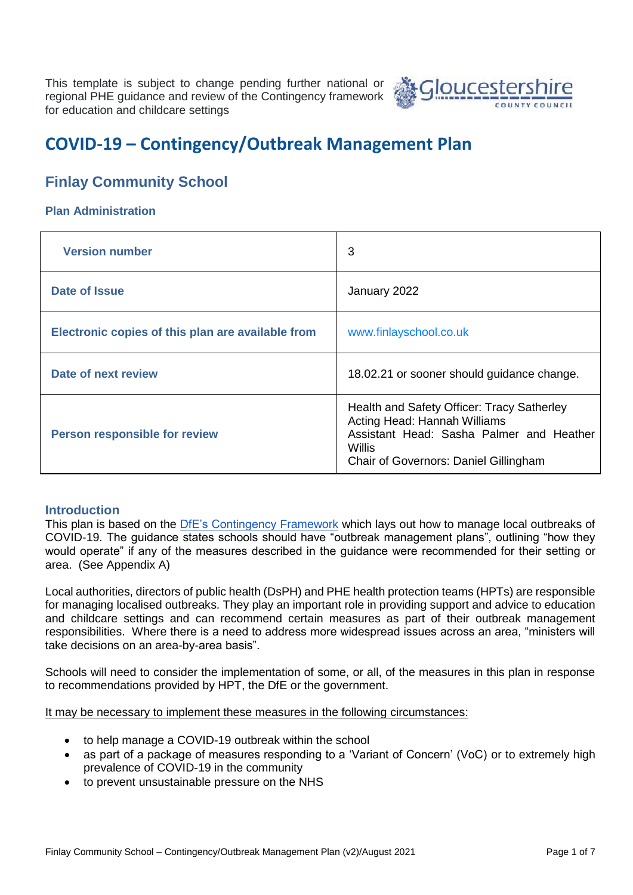This template is subject to change pending further national or regional PHE guidance and review of the Contingency framework for education and childcare settings

# COVID-19 – Contingency/Outbreak Management Plan

## Finlay Community School

### Plan Administration

| Version number | 3 |
|---|---|
| Date of Issue | January 2022 |
| Electronic copies of this plan are available from | www.finlayschool.co.uk |
| Date of next review | 18.02.21 or sooner should guidance change. |
| Person responsible for review | Health and Safety Officer: Tracy Satherley<br>Acting Head: Hannah Williams<br>Assistant Head: Sasha Palmer and Heather Willis<br>Chair of Governors: Daniel Gillingham |

### Introduction

This plan is based on the DfE's Contingency Framework which lays out how to manage local outbreaks of COVID-19. The guidance states schools should have "outbreak management plans", outlining "how they would operate" if any of the measures described in the guidance were recommended for their setting or area. (See Appendix A)

Local authorities, directors of public health (DsPH) and PHE health protection teams (HPTs) are responsible for managing localised outbreaks. They play an important role in providing support and advice to education and childcare settings and can recommend certain measures as part of their outbreak management responsibilities. Where there is a need to address more widespread issues across an area, "ministers will take decisions on an area-by-area basis".

Schools will need to consider the implementation of some, or all, of the measures in this plan in response to recommendations provided by HPT, the DfE or the government.

It may be necessary to implement these measures in the following circumstances:

- to help manage a COVID-19 outbreak within the school
- as part of a package of measures responding to a 'Variant of Concern' (VoC) or to extremely high prevalence of COVID-19 in the community
- to prevent unsustainable pressure on the NHS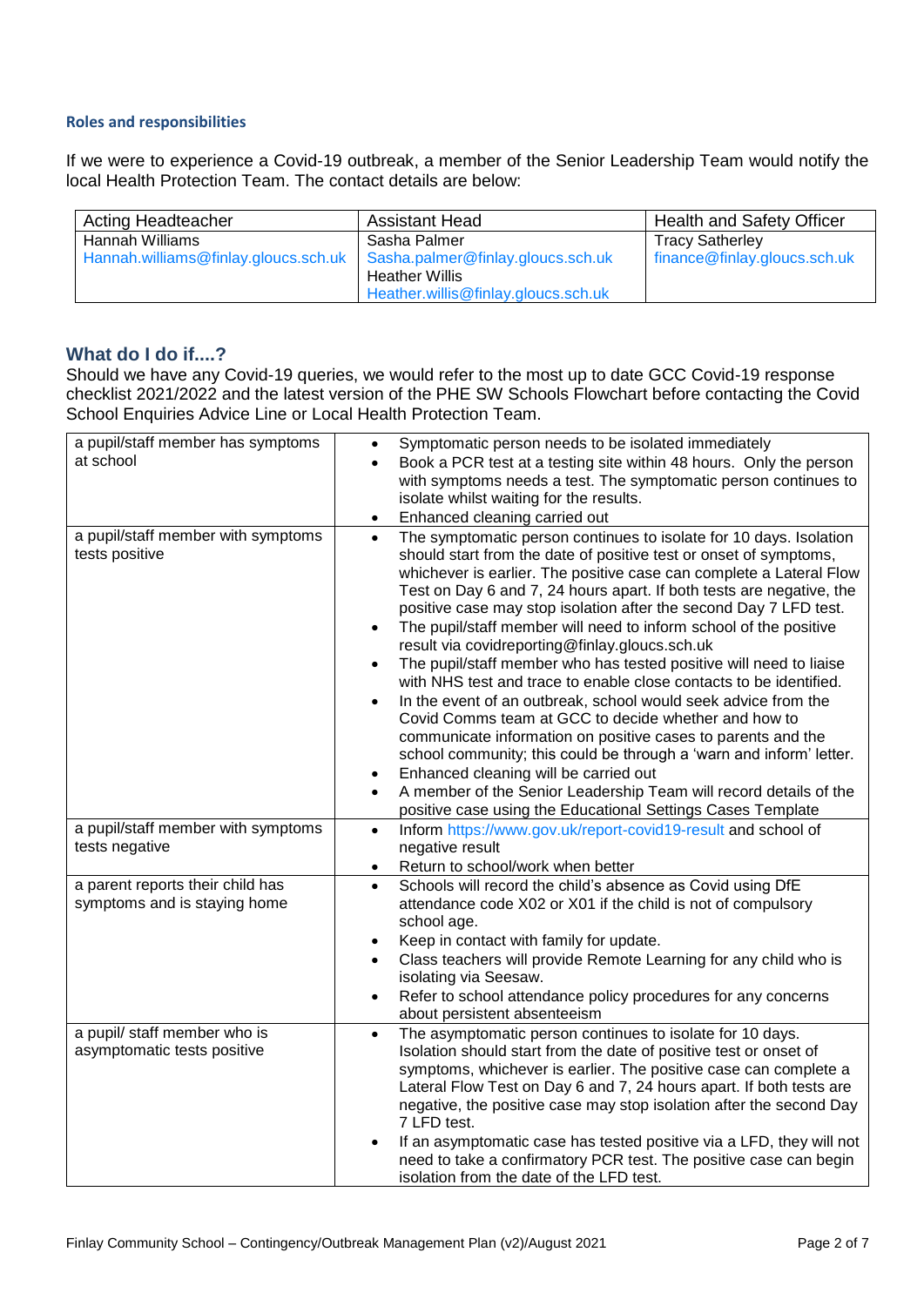### Roles and responsibilities

If we were to experience a Covid-19 outbreak, a member of the Senior Leadership Team would notify the local Health Protection Team. The contact details are below:

| Acting Headteacher | Assistant Head | Health and Safety Officer |
|---|---|---|
| Hannah Williams<br>Hannah.williams@finlay.gloucs.sch.uk | Sasha Palmer<br>Sasha.palmer@finlay.gloucs.sch.uk<br>Heather Willis<br>Heather.willis@finlay.gloucs.sch.uk | Tracy Satherley<br>finance@finlay.gloucs.sch.uk |

## What do I do if....?

Should we have any Covid-19 queries, we would refer to the most up to date GCC Covid-19 response checklist 2021/2022 and the latest version of the PHE SW Schools Flowchart before contacting the Covid School Enquiries Advice Line or Local Health Protection Team.

| | |
|---|---|
| a pupil/staff member has symptoms at school | • Symptomatic person needs to be isolated immediately<br>• Book a PCR test at a testing site within 48 hours. Only the person with symptoms needs a test. The symptomatic person continues to isolate whilst waiting for the results.<br>• Enhanced cleaning carried out |
| a pupil/staff member with symptoms tests positive | • The symptomatic person continues to isolate for 10 days. Isolation should start from the date of positive test or onset of symptoms, whichever is earlier. The positive case can complete a Lateral Flow Test on Day 6 and 7, 24 hours apart. If both tests are negative, the positive case may stop isolation after the second Day 7 LFD test.<br>• The pupil/staff member will need to inform school of the positive result via covidreporting@finlay.gloucs.sch.uk<br>• The pupil/staff member who has tested positive will need to liaise with NHS test and trace to enable close contacts to be identified.<br>• In the event of an outbreak, school would seek advice from the Covid Comms team at GCC to decide whether and how to communicate information on positive cases to parents and the school community; this could be through a 'warn and inform' letter.<br>• Enhanced cleaning will be carried out<br>• A member of the Senior Leadership Team will record details of the positive case using the Educational Settings Cases Template |
| a pupil/staff member with symptoms tests negative | • Inform https://www.gov.uk/report-covid19-result and school of negative result<br>• Return to school/work when better |
| a parent reports their child has symptoms and is staying home | • Schools will record the child's absence as Covid using DfE attendance code X02 or X01 if the child is not of compulsory school age.<br>• Keep in contact with family for update.<br>• Class teachers will provide Remote Learning for any child who is isolating via Seesaw.<br>• Refer to school attendance policy procedures for any concerns about persistent absenteeism |
| a pupil/ staff member who is asymptomatic tests positive | • The asymptomatic person continues to isolate for 10 days. Isolation should start from the date of positive test or onset of symptoms, whichever is earlier. The positive case can complete a Lateral Flow Test on Day 6 and 7, 24 hours apart. If both tests are negative, the positive case may stop isolation after the second Day 7 LFD test.<br>• If an asymptomatic case has tested positive via a LFD, they will not need to take a confirmatory PCR test. The positive case can begin isolation from the date of the LFD test. |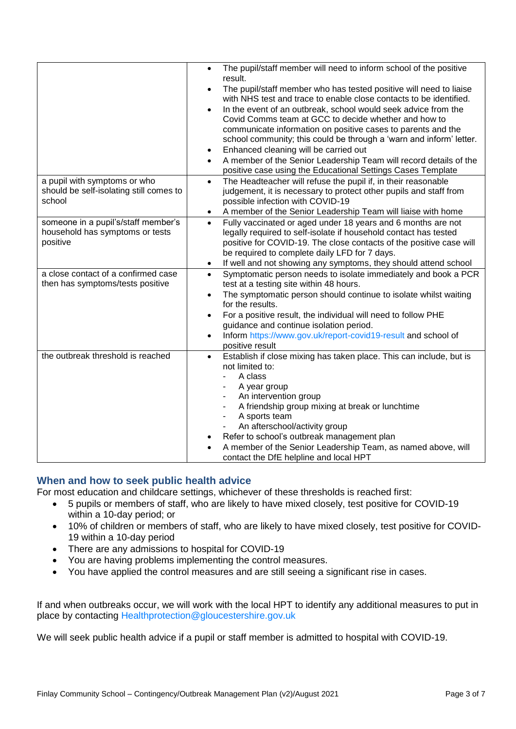| | |
|---|---|
| | • The pupil/staff member will need to inform school of the positive result.<br>• The pupil/staff member who has tested positive will need to liaise with NHS test and trace to enable close contacts to be identified.<br>• In the event of an outbreak, school would seek advice from the Covid Comms team at GCC to decide whether and how to communicate information on positive cases to parents and the school community; this could be through a 'warn and inform' letter.<br>• Enhanced cleaning will be carried out<br>• A member of the Senior Leadership Team will record details of the positive case using the Educational Settings Cases Template |
| a pupil with symptoms or who should be self-isolating still comes to school | • The Headteacher will refuse the pupil if, in their reasonable judgement, it is necessary to protect other pupils and staff from possible infection with COVID-19<br>• A member of the Senior Leadership Team will liaise with home |
| someone in a pupil's/staff member's household has symptoms or tests positive | • Fully vaccinated or aged under 18 years and 6 months are not legally required to self-isolate if household contact has tested positive for COVID-19. The close contacts of the positive case will be required to complete daily LFD for 7 days.<br>• If well and not showing any symptoms, they should attend school |
| a close contact of a confirmed case then has symptoms/tests positive | • Symptomatic person needs to isolate immediately and book a PCR test at a testing site within 48 hours.<br>• The symptomatic person should continue to isolate whilst waiting for the results.<br>• For a positive result, the individual will need to follow PHE guidance and continue isolation period.<br>• Inform https://www.gov.uk/report-covid19-result and school of positive result |
| the outbreak threshold is reached | • Establish if close mixing has taken place. This can include, but is not limited to:<br>- A class<br>- A year group<br>- An intervention group<br>- A friendship group mixing at break or lunchtime<br>- A sports team<br>- An afterschool/activity group<br>• Refer to school's outbreak management plan<br>• A member of the Senior Leadership Team, as named above, will contact the DfE helpline and local HPT |

## When and how to seek public health advice

For most education and childcare settings, whichever of these thresholds is reached first:

- 5 pupils or members of staff, who are likely to have mixed closely, test positive for COVID-19 within a 10-day period; or
- 10% of children or members of staff, who are likely to have mixed closely, test positive for COVID-19 within a 10-day period
- There are any admissions to hospital for COVID-19
- You are having problems implementing the control measures.
- You have applied the control measures and are still seeing a significant rise in cases.

If and when outbreaks occur, we will work with the local HPT to identify any additional measures to put in place by contacting Healthprotection@gloucestershire.gov.uk

We will seek public health advice if a pupil or staff member is admitted to hospital with COVID-19.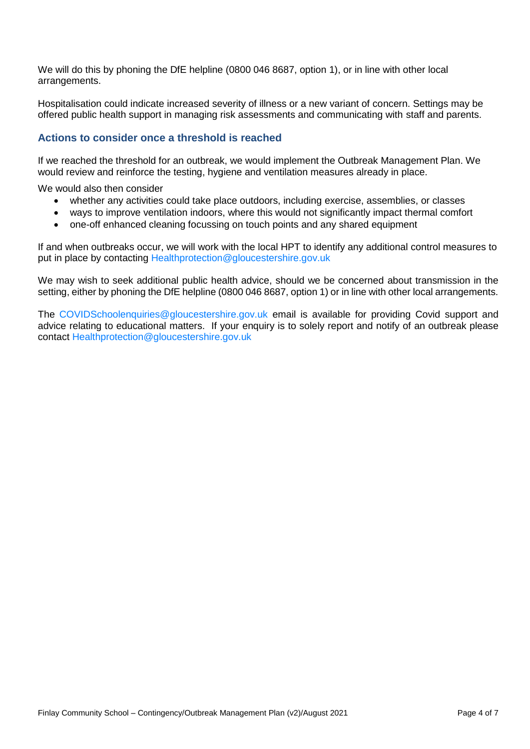We will do this by phoning the DfE helpline (0800 046 8687, option 1), or in line with other local arrangements.

Hospitalisation could indicate increased severity of illness or a new variant of concern. Settings may be offered public health support in managing risk assessments and communicating with staff and parents.

### Actions to consider once a threshold is reached

If we reached the threshold for an outbreak, we would implement the Outbreak Management Plan. We would review and reinforce the testing, hygiene and ventilation measures already in place.

We would also then consider

- whether any activities could take place outdoors, including exercise, assemblies, or classes
- ways to improve ventilation indoors, where this would not significantly impact thermal comfort
- one-off enhanced cleaning focussing on touch points and any shared equipment

If and when outbreaks occur, we will work with the local HPT to identify any additional control measures to put in place by contacting Healthprotection@gloucestershire.gov.uk

We may wish to seek additional public health advice, should we be concerned about transmission in the setting, either by phoning the DfE helpline (0800 046 8687, option 1) or in line with other local arrangements.

The COVIDSchoolenquiries@gloucestershire.gov.uk email is available for providing Covid support and advice relating to educational matters. If your enquiry is to solely report and notify of an outbreak please contact Healthprotection@gloucestershire.gov.uk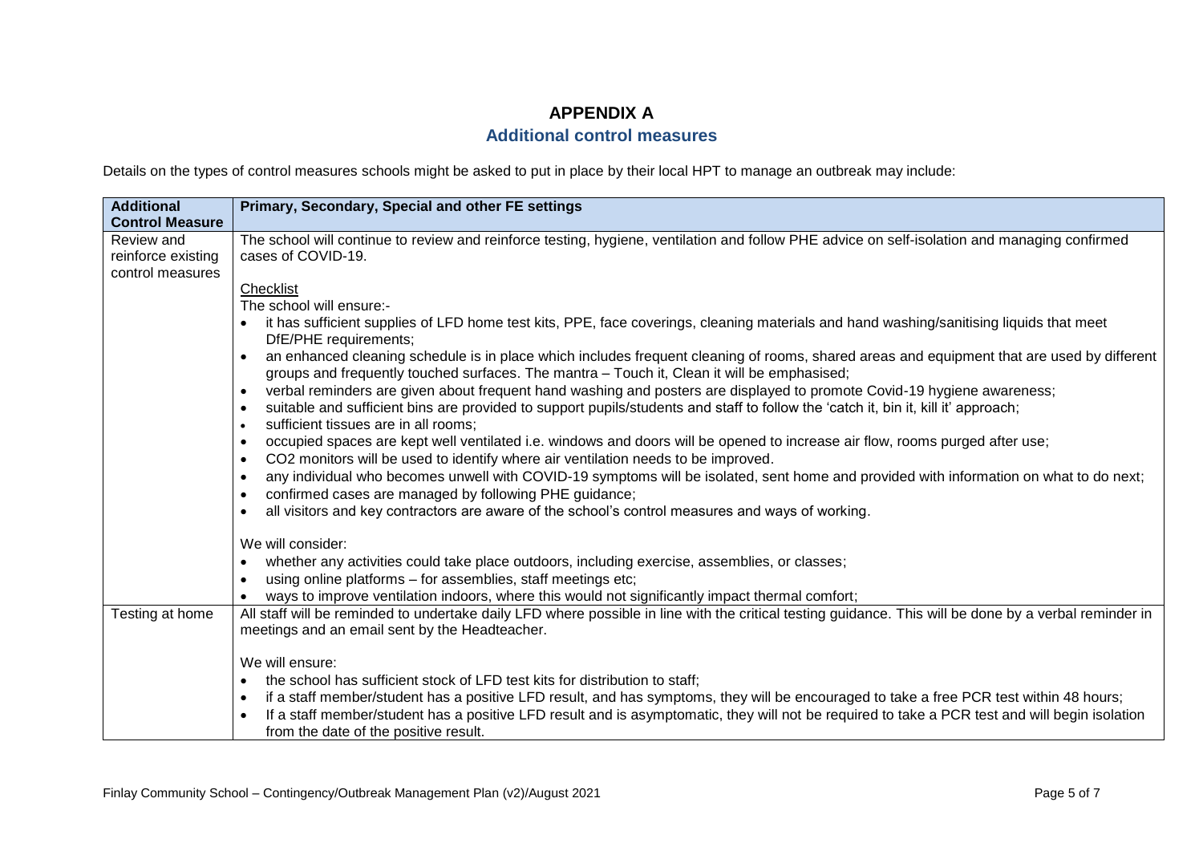# APPENDIX A

## Additional control measures

Details on the types of control measures schools might be asked to put in place by their local HPT to manage an outbreak may include:

| Additional Control Measure | Primary, Secondary, Special and other FE settings |
| --- | --- |
| Review and reinforce existing control measures | The school will continue to review and reinforce testing, hygiene, ventilation and follow PHE advice on self-isolation and managing confirmed cases of COVID-19.<br><br><u>Checklist</u><br>The school will ensure:-<br>• it has sufficient supplies of LFD home test kits, PPE, face coverings, cleaning materials and hand washing/sanitising liquids that meet DfE/PHE requirements;<br>• an enhanced cleaning schedule is in place which includes frequent cleaning of rooms, shared areas and equipment that are used by different groups and frequently touched surfaces. The mantra – Touch it, Clean it will be emphasised;<br>• verbal reminders are given about frequent hand washing and posters are displayed to promote Covid-19 hygiene awareness;<br>• suitable and sufficient bins are provided to support pupils/students and staff to follow the 'catch it, bin it, kill it' approach;<br>• sufficient tissues are in all rooms;<br>• occupied spaces are kept well ventilated i.e. windows and doors will be opened to increase air flow, rooms purged after use;<br>• CO2 monitors will be used to identify where air ventilation needs to be improved.<br>• any individual who becomes unwell with COVID-19 symptoms will be isolated, sent home and provided with information on what to do next;<br>• confirmed cases are managed by following PHE guidance;<br>• all visitors and key contractors are aware of the school's control measures and ways of working.<br><br>We will consider:<br>• whether any activities could take place outdoors, including exercise, assemblies, or classes;<br>• using online platforms – for assemblies, staff meetings etc;<br>• ways to improve ventilation indoors, where this would not significantly impact thermal comfort; |
| Testing at home | All staff will be reminded to undertake daily LFD where possible in line with the critical testing guidance. This will be done by a verbal reminder in meetings and an email sent by the Headteacher.<br><br>We will ensure:<br>• the school has sufficient stock of LFD test kits for distribution to staff;<br>• if a staff member/student has a positive LFD result, and has symptoms, they will be encouraged to take a free PCR test within 48 hours;<br>• If a staff member/student has a positive LFD result and is asymptomatic, they will not be required to take a PCR test and will begin isolation from the date of the positive result. |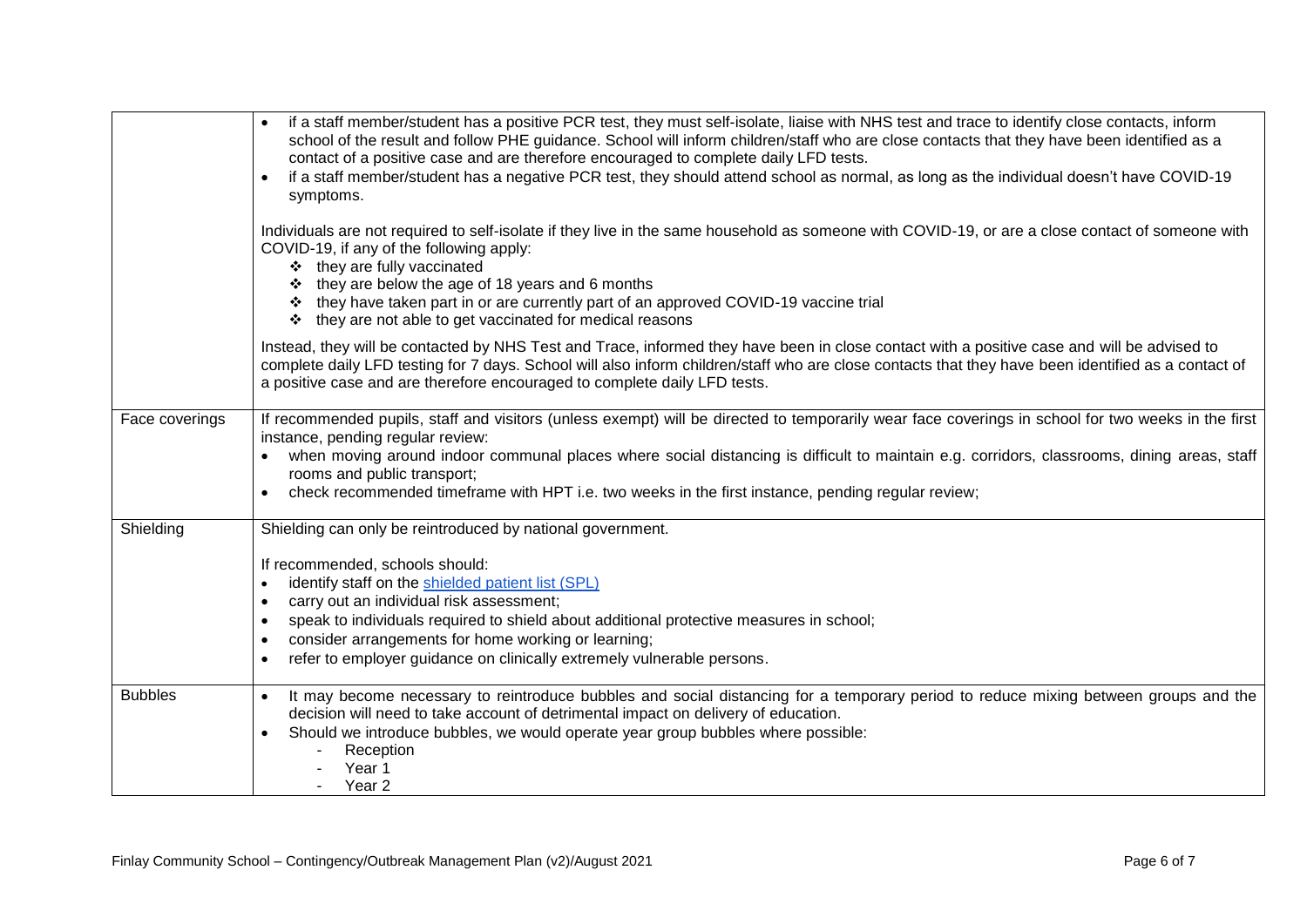| | |
|---|---|
| | • if a staff member/student has a positive PCR test, they must self-isolate, liaise with NHS test and trace to identify close contacts, inform school of the result and follow PHE guidance. School will inform children/staff who are close contacts that they have been identified as a contact of a positive case and are therefore encouraged to complete daily LFD tests.<br>• if a staff member/student has a negative PCR test, they should attend school as normal, as long as the individual doesn't have COVID-19 symptoms.<br><br>Individuals are not required to self-isolate if they live in the same household as someone with COVID-19, or are a close contact of someone with COVID-19, if any of the following apply:<br>❖ they are fully vaccinated<br>❖ they are below the age of 18 years and 6 months<br>❖ they have taken part in or are currently part of an approved COVID-19 vaccine trial<br>❖ they are not able to get vaccinated for medical reasons<br><br>Instead, they will be contacted by NHS Test and Trace, informed they have been in close contact with a positive case and will be advised to complete daily LFD testing for 7 days. School will also inform children/staff who are close contacts that they have been identified as a contact of a positive case and are therefore encouraged to complete daily LFD tests. |
| Face coverings | If recommended pupils, staff and visitors (unless exempt) will be directed to temporarily wear face coverings in school for two weeks in the first instance, pending regular review:<br>• when moving around indoor communal places where social distancing is difficult to maintain e.g. corridors, classrooms, dining areas, staff rooms and public transport;<br>• check recommended timeframe with HPT i.e. two weeks in the first instance, pending regular review; |
| Shielding | Shielding can only be reintroduced by national government.<br><br>If recommended, schools should:<br>• identify staff on the [shielded patient list (SPL)]<br>• carry out an individual risk assessment;<br>• speak to individuals required to shield about additional protective measures in school;<br>• consider arrangements for home working or learning;<br>• refer to employer guidance on clinically extremely vulnerable persons. |
| Bubbles | • It may become necessary to reintroduce bubbles and social distancing for a temporary period to reduce mixing between groups and the decision will need to take account of detrimental impact on delivery of education.<br>• Should we introduce bubbles, we would operate year group bubbles where possible:<br>- Reception<br>- Year 1<br>- Year 2 |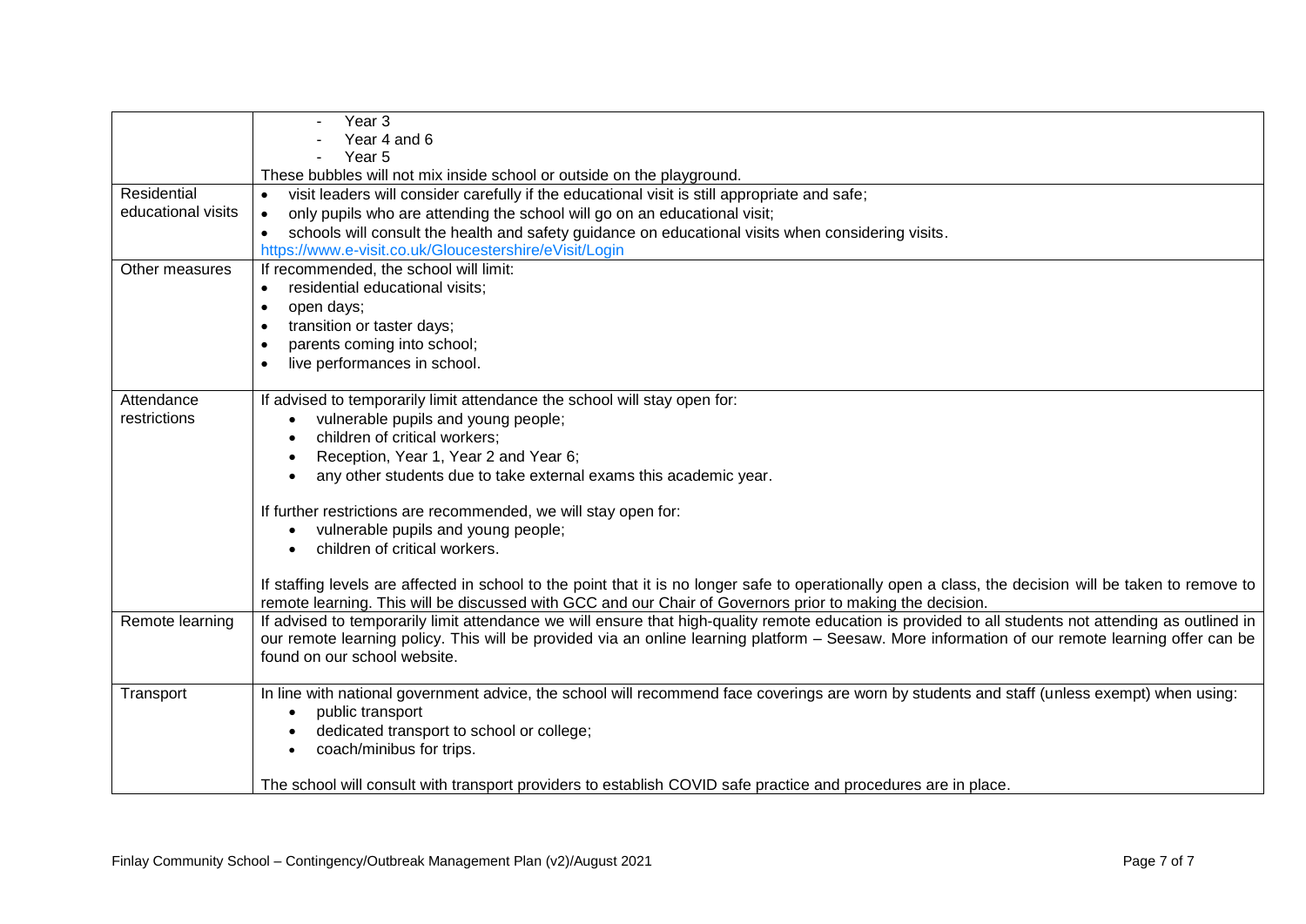| | |
|---|---|
| | - Year 3<br>- Year 4 and 6<br>- Year 5<br>These bubbles will not mix inside school or outside on the playground. |
| Residential educational visits | • visit leaders will consider carefully if the educational visit is still appropriate and safe;<br>• only pupils who are attending the school will go on an educational visit;<br>• schools will consult the health and safety guidance on educational visits when considering visits.<br>https://www.e-visit.co.uk/Gloucestershire/eVisit/Login |
| Other measures | If recommended, the school will limit:<br>• residential educational visits;<br>• open days;<br>• transition or taster days;<br>• parents coming into school;<br>• live performances in school. |
| Attendance restrictions | If advised to temporarily limit attendance the school will stay open for:<br>• vulnerable pupils and young people;<br>• children of critical workers;<br>• Reception, Year 1, Year 2 and Year 6;<br>• any other students due to take external exams this academic year.<br><br>If further restrictions are recommended, we will stay open for:<br>• vulnerable pupils and young people;<br>• children of critical workers.<br><br>If staffing levels are affected in school to the point that it is no longer safe to operationally open a class, the decision will be taken to remove to remote learning. This will be discussed with GCC and our Chair of Governors prior to making the decision. |
| Remote learning | If advised to temporarily limit attendance we will ensure that high-quality remote education is provided to all students not attending as outlined in our remote learning policy. This will be provided via an online learning platform – Seesaw. More information of our remote learning offer can be found on our school website. |
| Transport | In line with national government advice, the school will recommend face coverings are worn by students and staff (unless exempt) when using:<br>• public transport<br>• dedicated transport to school or college;<br>• coach/minibus for trips.<br><br>The school will consult with transport providers to establish COVID safe practice and procedures are in place. |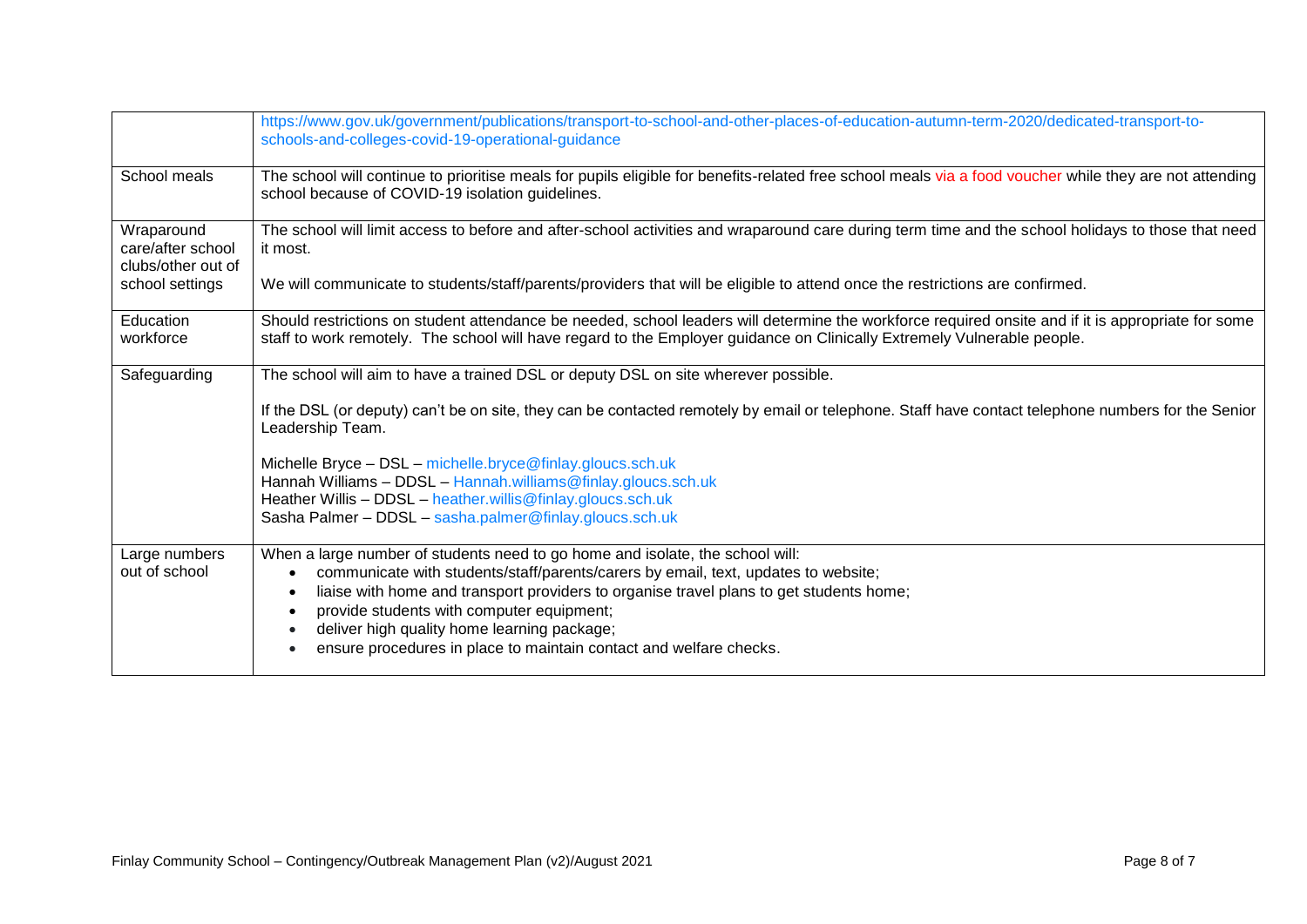| | |
|---|---|
| | https://www.gov.uk/government/publications/transport-to-school-and-other-places-of-education-autumn-term-2020/dedicated-transport-to-schools-and-colleges-covid-19-operational-guidance |
| School meals | The school will continue to prioritise meals for pupils eligible for benefits-related free school meals via a food voucher while they are not attending school because of COVID-19 isolation guidelines. |
| Wraparound care/after school clubs/other out of school settings | The school will limit access to before and after-school activities and wraparound care during term time and the school holidays to those that need it most.<br><br>We will communicate to students/staff/parents/providers that will be eligible to attend once the restrictions are confirmed. |
| Education workforce | Should restrictions on student attendance be needed, school leaders will determine the workforce required onsite and if it is appropriate for some staff to work remotely. The school will have regard to the Employer guidance on Clinically Extremely Vulnerable people. |
| Safeguarding | The school will aim to have a trained DSL or deputy DSL on site wherever possible.<br><br>If the DSL (or deputy) can't be on site, they can be contacted remotely by email or telephone. Staff have contact telephone numbers for the Senior Leadership Team.<br><br>Michelle Bryce – DSL – michelle.bryce@finlay.gloucs.sch.uk<br>Hannah Williams – DDSL – Hannah.williams@finlay.gloucs.sch.uk<br>Heather Willis – DDSL – heather.willis@finlay.gloucs.sch.uk<br>Sasha Palmer – DDSL – sasha.palmer@finlay.gloucs.sch.uk |
| Large numbers out of school | When a large number of students need to go home and isolate, the school will:<br>• communicate with students/staff/parents/carers by email, text, updates to website;<br>• liaise with home and transport providers to organise travel plans to get students home;<br>• provide students with computer equipment;<br>• deliver high quality home learning package;<br>• ensure procedures in place to maintain contact and welfare checks. |